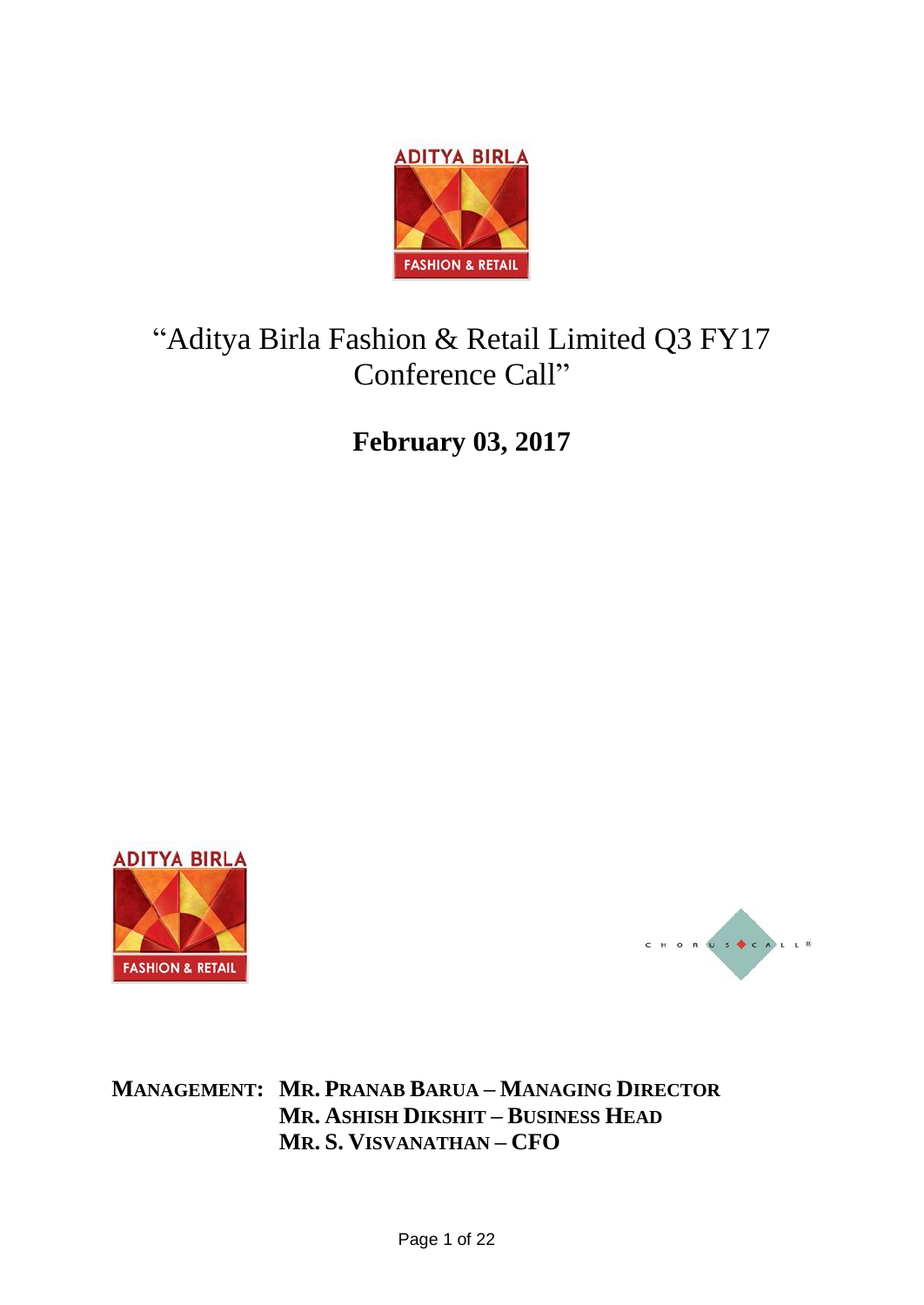# "Aditya Birla Fashion & Retail Limited Q3 FY17 Conference Call"

## February 03, 2017

**MANAGEMENT:** **MR. PRANAB BARUA – MANAGING DIRECTOR**
**MR. ASHISH DIKSHIT – BUSINESS HEAD**
**MR. S. VISVANATHAN – CFO**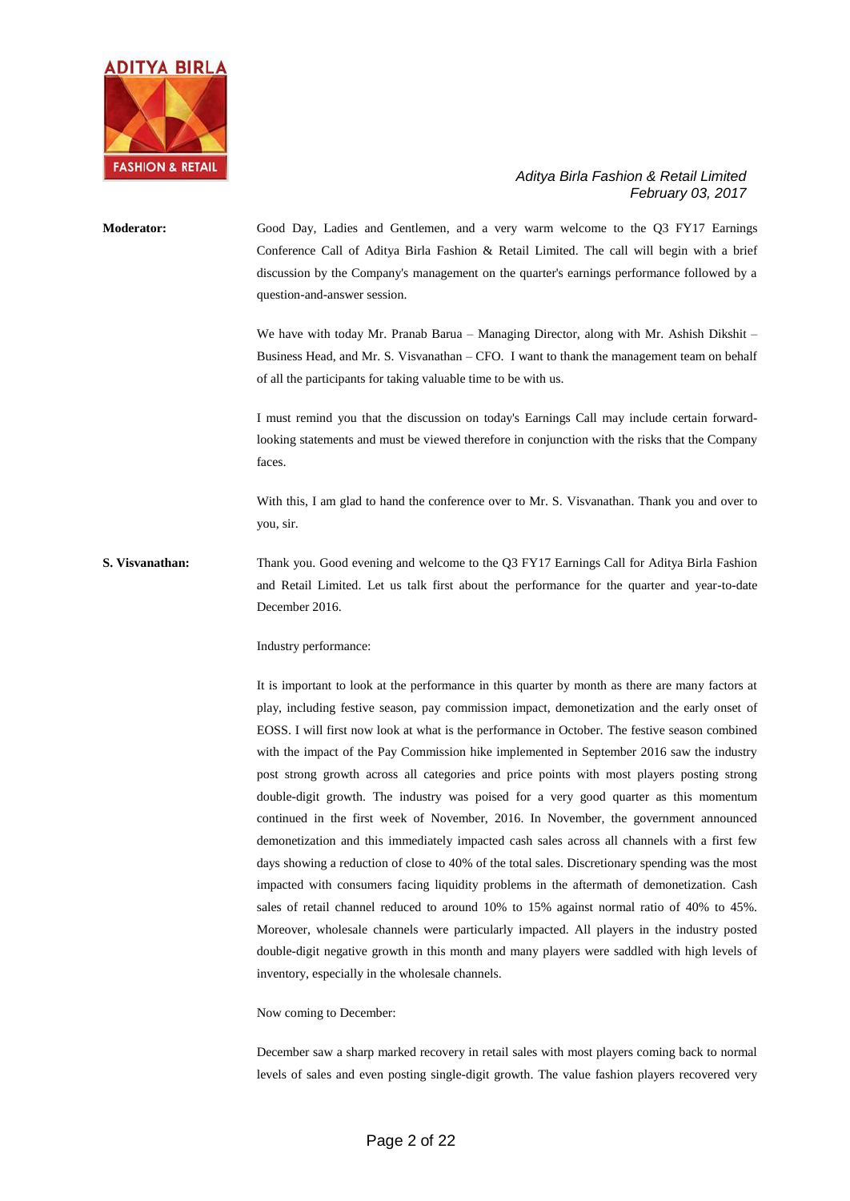**Moderator:** Good Day, Ladies and Gentlemen, and a very warm welcome to the Q3 FY17 Earnings Conference Call of Aditya Birla Fashion & Retail Limited. The call will begin with a brief discussion by the Company's management on the quarter's earnings performance followed by a question-and-answer session.

We have with today Mr. Pranab Barua – Managing Director, along with Mr. Ashish Dikshit – Business Head, and Mr. S. Visvanathan – CFO. I want to thank the management team on behalf of all the participants for taking valuable time to be with us.

I must remind you that the discussion on today's Earnings Call may include certain forward-looking statements and must be viewed therefore in conjunction with the risks that the Company faces.

With this, I am glad to hand the conference over to Mr. S. Visvanathan. Thank you and over to you, sir.

**S. Visvanathan:** Thank you. Good evening and welcome to the Q3 FY17 Earnings Call for Aditya Birla Fashion and Retail Limited. Let us talk first about the performance for the quarter and year-to-date December 2016.

Industry performance:

It is important to look at the performance in this quarter by month as there are many factors at play, including festive season, pay commission impact, demonetization and the early onset of EOSS. I will first now look at what is the performance in October. The festive season combined with the impact of the Pay Commission hike implemented in September 2016 saw the industry post strong growth across all categories and price points with most players posting strong double-digit growth. The industry was poised for a very good quarter as this momentum continued in the first week of November, 2016. In November, the government announced demonetization and this immediately impacted cash sales across all channels with a first few days showing a reduction of close to 40% of the total sales. Discretionary spending was the most impacted with consumers facing liquidity problems in the aftermath of demonetization. Cash sales of retail channel reduced to around 10% to 15% against normal ratio of 40% to 45%. Moreover, wholesale channels were particularly impacted. All players in the industry posted double-digit negative growth in this month and many players were saddled with high levels of inventory, especially in the wholesale channels.

Now coming to December:

December saw a sharp marked recovery in retail sales with most players coming back to normal levels of sales and even posting single-digit growth. The value fashion players recovered very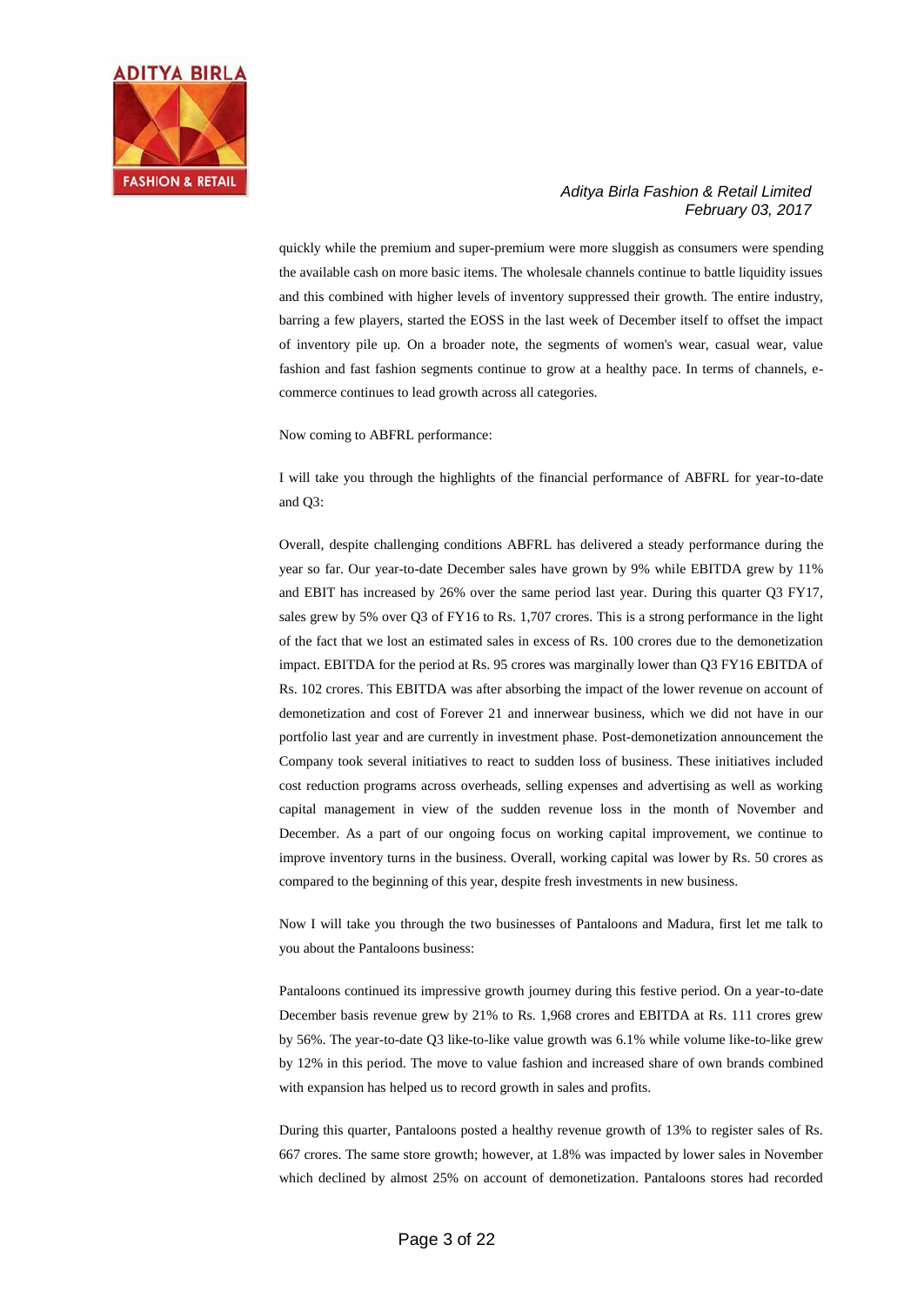quickly while the premium and super-premium were more sluggish as consumers were spending the available cash on more basic items. The wholesale channels continue to battle liquidity issues and this combined with higher levels of inventory suppressed their growth. The entire industry, barring a few players, started the EOSS in the last week of December itself to offset the impact of inventory pile up. On a broader note, the segments of women's wear, casual wear, value fashion and fast fashion segments continue to grow at a healthy pace. In terms of channels, e-commerce continues to lead growth across all categories.

Now coming to ABFRL performance:

I will take you through the highlights of the financial performance of ABFRL for year-to-date and Q3:

Overall, despite challenging conditions ABFRL has delivered a steady performance during the year so far. Our year-to-date December sales have grown by 9% while EBITDA grew by 11% and EBIT has increased by 26% over the same period last year. During this quarter Q3 FY17, sales grew by 5% over Q3 of FY16 to Rs. 1,707 crores. This is a strong performance in the light of the fact that we lost an estimated sales in excess of Rs. 100 crores due to the demonetization impact. EBITDA for the period at Rs. 95 crores was marginally lower than Q3 FY16 EBITDA of Rs. 102 crores. This EBITDA was after absorbing the impact of the lower revenue on account of demonetization and cost of Forever 21 and innerwear business, which we did not have in our portfolio last year and are currently in investment phase. Post-demonetization announcement the Company took several initiatives to react to sudden loss of business. These initiatives included cost reduction programs across overheads, selling expenses and advertising as well as working capital management in view of the sudden revenue loss in the month of November and December. As a part of our ongoing focus on working capital improvement, we continue to improve inventory turns in the business. Overall, working capital was lower by Rs. 50 crores as compared to the beginning of this year, despite fresh investments in new business.

Now I will take you through the two businesses of Pantaloons and Madura, first let me talk to you about the Pantaloons business:

Pantaloons continued its impressive growth journey during this festive period. On a year-to-date December basis revenue grew by 21% to Rs. 1,968 crores and EBITDA at Rs. 111 crores grew by 56%. The year-to-date Q3 like-to-like value growth was 6.1% while volume like-to-like grew by 12% in this period. The move to value fashion and increased share of own brands combined with expansion has helped us to record growth in sales and profits.

During this quarter, Pantaloons posted a healthy revenue growth of 13% to register sales of Rs. 667 crores. The same store growth; however, at 1.8% was impacted by lower sales in November which declined by almost 25% on account of demonetization. Pantaloons stores had recorded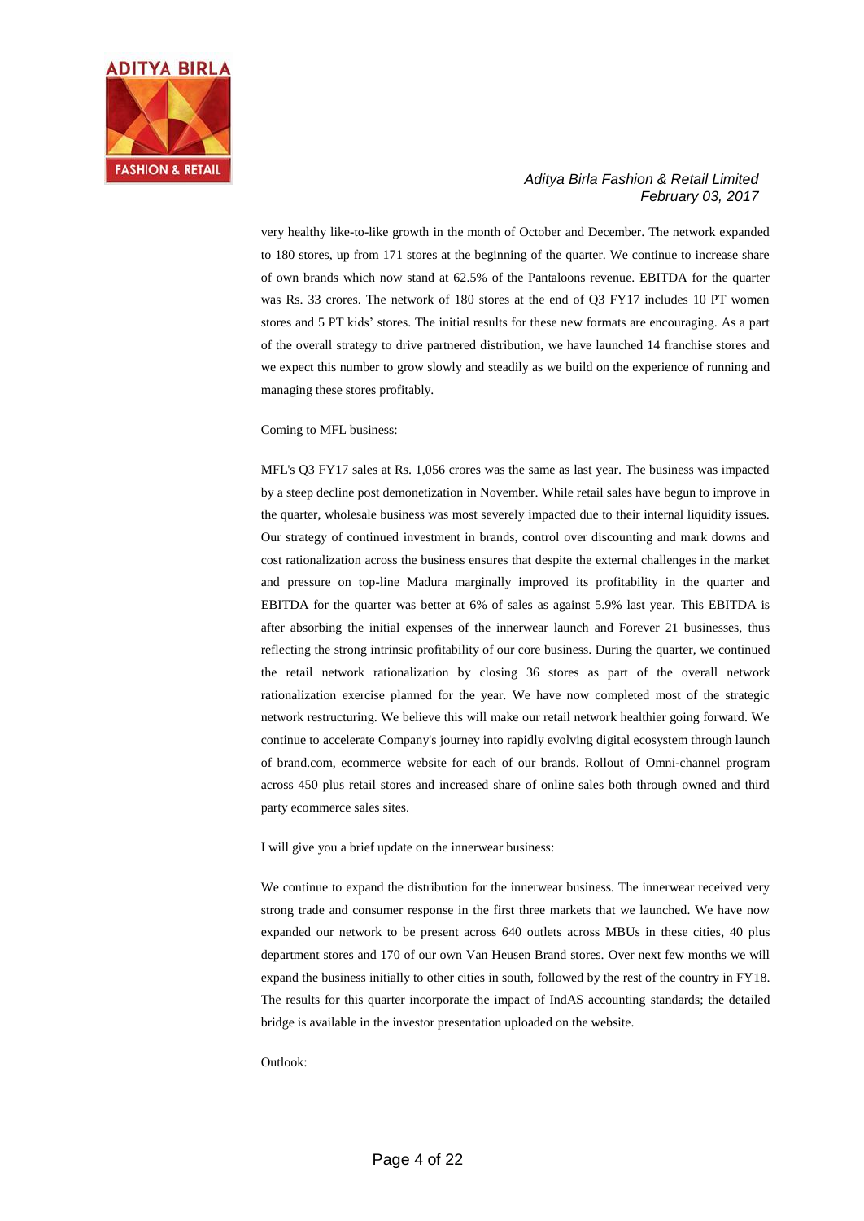very healthy like-to-like growth in the month of October and December. The network expanded to 180 stores, up from 171 stores at the beginning of the quarter. We continue to increase share of own brands which now stand at 62.5% of the Pantaloons revenue. EBITDA for the quarter was Rs. 33 crores. The network of 180 stores at the end of Q3 FY17 includes 10 PT women stores and 5 PT kids' stores. The initial results for these new formats are encouraging. As a part of the overall strategy to drive partnered distribution, we have launched 14 franchise stores and we expect this number to grow slowly and steadily as we build on the experience of running and managing these stores profitably.

Coming to MFL business:

MFL's Q3 FY17 sales at Rs. 1,056 crores was the same as last year. The business was impacted by a steep decline post demonetization in November. While retail sales have begun to improve in the quarter, wholesale business was most severely impacted due to their internal liquidity issues. Our strategy of continued investment in brands, control over discounting and mark downs and cost rationalization across the business ensures that despite the external challenges in the market and pressure on top-line Madura marginally improved its profitability in the quarter and EBITDA for the quarter was better at 6% of sales as against 5.9% last year. This EBITDA is after absorbing the initial expenses of the innerwear launch and Forever 21 businesses, thus reflecting the strong intrinsic profitability of our core business. During the quarter, we continued the retail network rationalization by closing 36 stores as part of the overall network rationalization exercise planned for the year. We have now completed most of the strategic network restructuring. We believe this will make our retail network healthier going forward. We continue to accelerate Company's journey into rapidly evolving digital ecosystem through launch of brand.com, ecommerce website for each of our brands. Rollout of Omni-channel program across 450 plus retail stores and increased share of online sales both through owned and third party ecommerce sales sites.

I will give you a brief update on the innerwear business:

We continue to expand the distribution for the innerwear business. The innerwear received very strong trade and consumer response in the first three markets that we launched. We have now expanded our network to be present across 640 outlets across MBUs in these cities, 40 plus department stores and 170 of our own Van Heusen Brand stores. Over next few months we will expand the business initially to other cities in south, followed by the rest of the country in FY18. The results for this quarter incorporate the impact of IndAS accounting standards; the detailed bridge is available in the investor presentation uploaded on the website.

Outlook: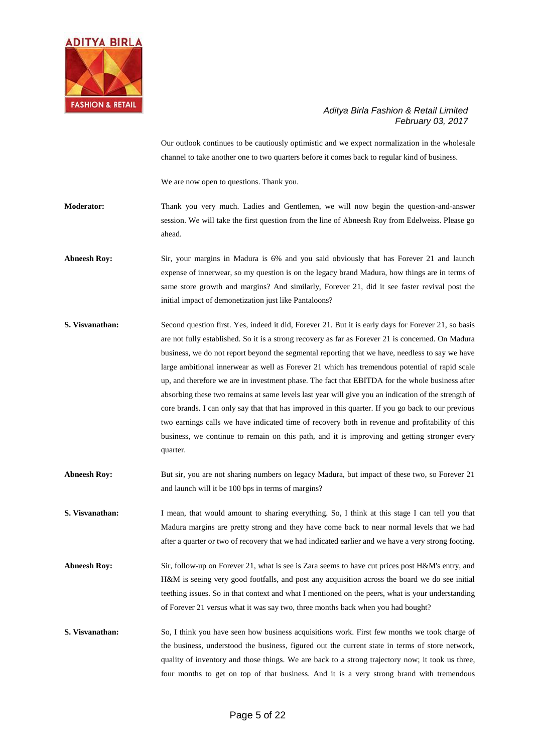Our outlook continues to be cautiously optimistic and we expect normalization in the wholesale channel to take another one to two quarters before it comes back to regular kind of business.

We are now open to questions. Thank you.

**Moderator:** Thank you very much. Ladies and Gentlemen, we will now begin the question-and-answer session. We will take the first question from the line of Abneesh Roy from Edelweiss. Please go ahead.

**Abneesh Roy:** Sir, your margins in Madura is 6% and you said obviously that has Forever 21 and launch expense of innerwear, so my question is on the legacy brand Madura, how things are in terms of same store growth and margins? And similarly, Forever 21, did it see faster revival post the initial impact of demonetization just like Pantaloons?

**S. Visvanathan:** Second question first. Yes, indeed it did, Forever 21. But it is early days for Forever 21, so basis are not fully established. So it is a strong recovery as far as Forever 21 is concerned. On Madura business, we do not report beyond the segmental reporting that we have, needless to say we have large ambitional innerwear as well as Forever 21 which has tremendous potential of rapid scale up, and therefore we are in investment phase. The fact that EBITDA for the whole business after absorbing these two remains at same levels last year will give you an indication of the strength of core brands. I can only say that that has improved in this quarter. If you go back to our previous two earnings calls we have indicated time of recovery both in revenue and profitability of this business, we continue to remain on this path, and it is improving and getting stronger every quarter.

**Abneesh Roy:** But sir, you are not sharing numbers on legacy Madura, but impact of these two, so Forever 21 and launch will it be 100 bps in terms of margins?

**S. Visvanathan:** I mean, that would amount to sharing everything. So, I think at this stage I can tell you that Madura margins are pretty strong and they have come back to near normal levels that we had after a quarter or two of recovery that we had indicated earlier and we have a very strong footing.

**Abneesh Roy:** Sir, follow-up on Forever 21, what is see is Zara seems to have cut prices post H&M's entry, and H&M is seeing very good footfalls, and post any acquisition across the board we do see initial teething issues. So in that context and what I mentioned on the peers, what is your understanding of Forever 21 versus what it was say two, three months back when you had bought?

**S. Visvanathan:** So, I think you have seen how business acquisitions work. First few months we took charge of the business, understood the business, figured out the current state in terms of store network, quality of inventory and those things. We are back to a strong trajectory now; it took us three, four months to get on top of that business. And it is a very strong brand with tremendous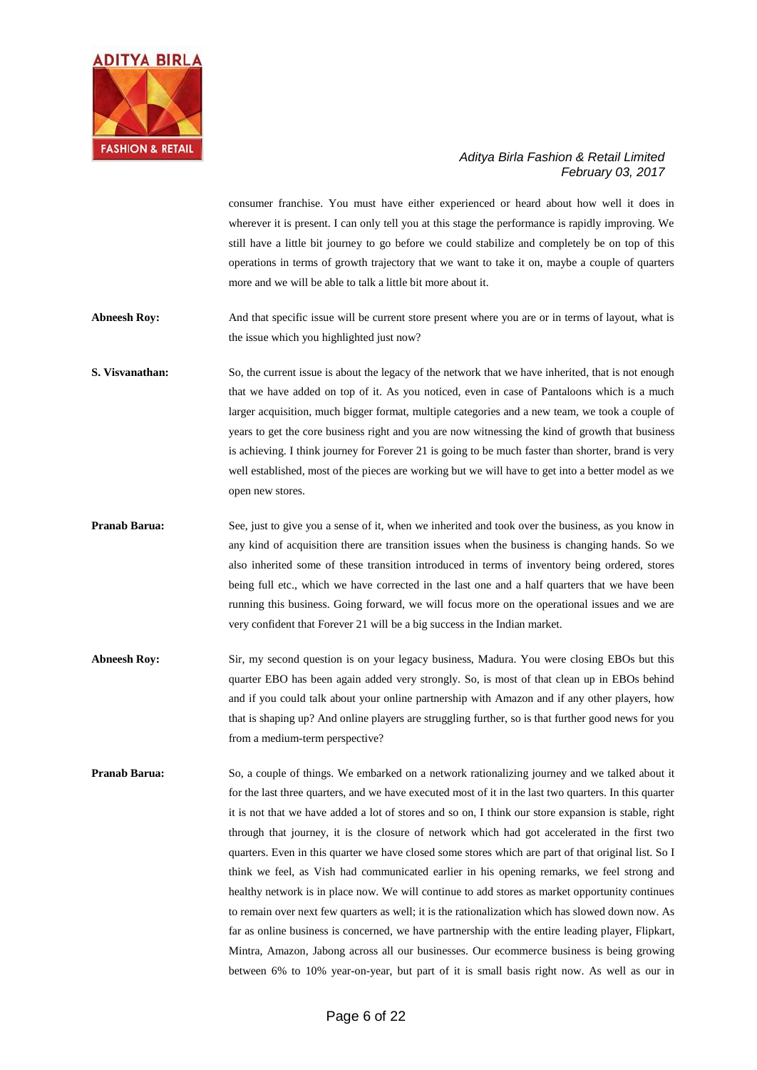consumer franchise. You must have either experienced or heard about how well it does in wherever it is present. I can only tell you at this stage the performance is rapidly improving. We still have a little bit journey to go before we could stabilize and completely be on top of this operations in terms of growth trajectory that we want to take it on, maybe a couple of quarters more and we will be able to talk a little bit more about it.

**Abneesh Roy:** And that specific issue will be current store present where you are or in terms of layout, what is the issue which you highlighted just now?

**S. Visvanathan:** So, the current issue is about the legacy of the network that we have inherited, that is not enough that we have added on top of it. As you noticed, even in case of Pantaloons which is a much larger acquisition, much bigger format, multiple categories and a new team, we took a couple of years to get the core business right and you are now witnessing the kind of growth that business is achieving. I think journey for Forever 21 is going to be much faster than shorter, brand is very well established, most of the pieces are working but we will have to get into a better model as we open new stores.

**Pranab Barua:** See, just to give you a sense of it, when we inherited and took over the business, as you know in any kind of acquisition there are transition issues when the business is changing hands. So we also inherited some of these transition introduced in terms of inventory being ordered, stores being full etc., which we have corrected in the last one and a half quarters that we have been running this business. Going forward, we will focus more on the operational issues and we are very confident that Forever 21 will be a big success in the Indian market.

**Abneesh Roy:** Sir, my second question is on your legacy business, Madura. You were closing EBOs but this quarter EBO has been again added very strongly. So, is most of that clean up in EBOs behind and if you could talk about your online partnership with Amazon and if any other players, how that is shaping up? And online players are struggling further, so is that further good news for you from a medium-term perspective?

**Pranab Barua:** So, a couple of things. We embarked on a network rationalizing journey and we talked about it for the last three quarters, and we have executed most of it in the last two quarters. In this quarter it is not that we have added a lot of stores and so on, I think our store expansion is stable, right through that journey, it is the closure of network which had got accelerated in the first two quarters. Even in this quarter we have closed some stores which are part of that original list. So I think we feel, as Vish had communicated earlier in his opening remarks, we feel strong and healthy network is in place now. We will continue to add stores as market opportunity continues to remain over next few quarters as well; it is the rationalization which has slowed down now. As far as online business is concerned, we have partnership with the entire leading player, Flipkart, Mintra, Amazon, Jabong across all our businesses. Our ecommerce business is being growing between 6% to 10% year-on-year, but part of it is small basis right now. As well as our in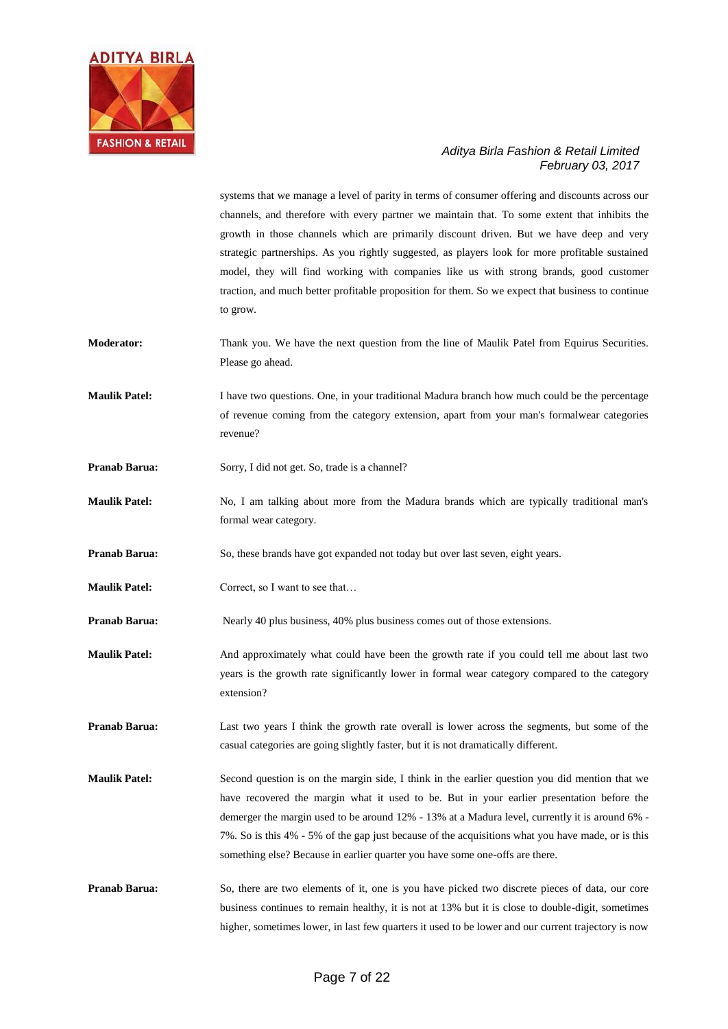systems that we manage a level of parity in terms of consumer offering and discounts across our channels, and therefore with every partner we maintain that. To some extent that inhibits the growth in those channels which are primarily discount driven. But we have deep and very strategic partnerships. As you rightly suggested, as players look for more profitable sustained model, they will find working with companies like us with strong brands, good customer traction, and much better profitable proposition for them. So we expect that business to continue to grow.

**Moderator:** Thank you. We have the next question from the line of Maulik Patel from Equirus Securities. Please go ahead.

**Maulik Patel:** I have two questions. One, in your traditional Madura branch how much could be the percentage of revenue coming from the category extension, apart from your man's formalwear categories revenue?

**Pranab Barua:** Sorry, I did not get. So, trade is a channel?

**Maulik Patel:** No, I am talking about more from the Madura brands which are typically traditional man's formal wear category.

**Pranab Barua:** So, these brands have got expanded not today but over last seven, eight years.

**Maulik Patel:** Correct, so I want to see that…

**Pranab Barua:** Nearly 40 plus business, 40% plus business comes out of those extensions.

**Maulik Patel:** And approximately what could have been the growth rate if you could tell me about last two years is the growth rate significantly lower in formal wear category compared to the category extension?

**Pranab Barua:** Last two years I think the growth rate overall is lower across the segments, but some of the casual categories are going slightly faster, but it is not dramatically different.

**Maulik Patel:** Second question is on the margin side, I think in the earlier question you did mention that we have recovered the margin what it used to be. But in your earlier presentation before the demerger the margin used to be around 12% - 13% at a Madura level, currently it is around 6% - 7%. So is this 4% - 5% of the gap just because of the acquisitions what you have made, or is this something else? Because in earlier quarter you have some one-offs are there.

**Pranab Barua:** So, there are two elements of it, one is you have picked two discrete pieces of data, our core business continues to remain healthy, it is not at 13% but it is close to double-digit, sometimes higher, sometimes lower, in last few quarters it used to be lower and our current trajectory is now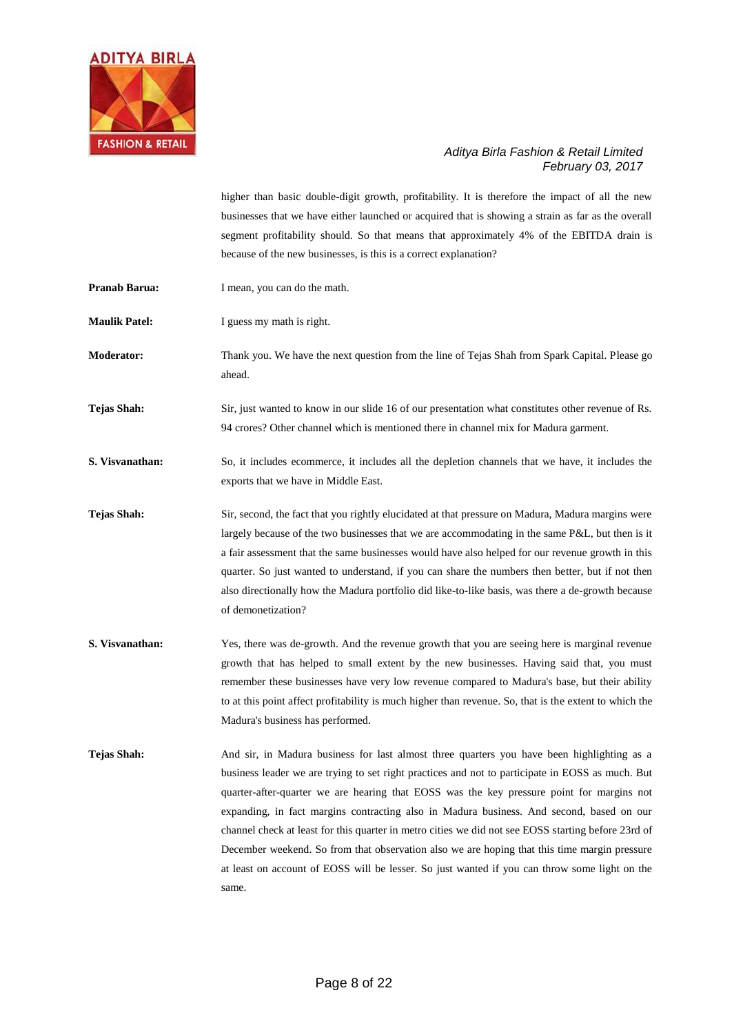higher than basic double-digit growth, profitability. It is therefore the impact of all the new businesses that we have either launched or acquired that is showing a strain as far as the overall segment profitability should. So that means that approximately 4% of the EBITDA drain is because of the new businesses, is this is a correct explanation?

**Pranab Barua:** I mean, you can do the math.

**Maulik Patel:** I guess my math is right.

**Moderator:** Thank you. We have the next question from the line of Tejas Shah from Spark Capital. Please go ahead.

**Tejas Shah:** Sir, just wanted to know in our slide 16 of our presentation what constitutes other revenue of Rs. 94 crores? Other channel which is mentioned there in channel mix for Madura garment.

**S. Visvanathan:** So, it includes ecommerce, it includes all the depletion channels that we have, it includes the exports that we have in Middle East.

**Tejas Shah:** Sir, second, the fact that you rightly elucidated at that pressure on Madura, Madura margins were largely because of the two businesses that we are accommodating in the same P&L, but then is it a fair assessment that the same businesses would have also helped for our revenue growth in this quarter. So just wanted to understand, if you can share the numbers then better, but if not then also directionally how the Madura portfolio did like-to-like basis, was there a de-growth because of demonetization?

**S. Visvanathan:** Yes, there was de-growth. And the revenue growth that you are seeing here is marginal revenue growth that has helped to small extent by the new businesses. Having said that, you must remember these businesses have very low revenue compared to Madura's base, but their ability to at this point affect profitability is much higher than revenue. So, that is the extent to which the Madura's business has performed.

**Tejas Shah:** And sir, in Madura business for last almost three quarters you have been highlighting as a business leader we are trying to set right practices and not to participate in EOSS as much. But quarter-after-quarter we are hearing that EOSS was the key pressure point for margins not expanding, in fact margins contracting also in Madura business. And second, based on our channel check at least for this quarter in metro cities we did not see EOSS starting before 23rd of December weekend. So from that observation also we are hoping that this time margin pressure at least on account of EOSS will be lesser. So just wanted if you can throw some light on the same.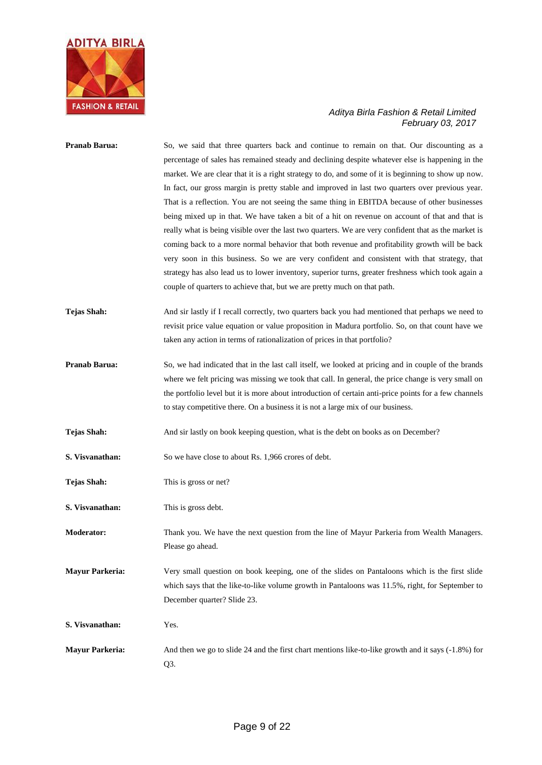**Pranab Barua:** So, we said that three quarters back and continue to remain on that. Our discounting as a percentage of sales has remained steady and declining despite whatever else is happening in the market. We are clear that it is a right strategy to do, and some of it is beginning to show up now. In fact, our gross margin is pretty stable and improved in last two quarters over previous year. That is a reflection. You are not seeing the same thing in EBITDA because of other businesses being mixed up in that. We have taken a bit of a hit on revenue on account of that and that is really what is being visible over the last two quarters. We are very confident that as the market is coming back to a more normal behavior that both revenue and profitability growth will be back very soon in this business. So we are very confident and consistent with that strategy, that strategy has also lead us to lower inventory, superior turns, greater freshness which took again a couple of quarters to achieve that, but we are pretty much on that path.

**Tejas Shah:** And sir lastly if I recall correctly, two quarters back you had mentioned that perhaps we need to revisit price value equation or value proposition in Madura portfolio. So, on that count have we taken any action in terms of rationalization of prices in that portfolio?

**Pranab Barua:** So, we had indicated that in the last call itself, we looked at pricing and in couple of the brands where we felt pricing was missing we took that call. In general, the price change is very small on the portfolio level but it is more about introduction of certain anti-price points for a few channels to stay competitive there. On a business it is not a large mix of our business.

**Tejas Shah:** And sir lastly on book keeping question, what is the debt on books as on December?

**S. Visvanathan:** So we have close to about Rs. 1,966 crores of debt.

**Tejas Shah:** This is gross or net?

**S. Visvanathan:** This is gross debt.

**Moderator:** Thank you. We have the next question from the line of Mayur Parkeria from Wealth Managers. Please go ahead.

**Mayur Parkeria:** Very small question on book keeping, one of the slides on Pantaloons which is the first slide which says that the like-to-like volume growth in Pantaloons was 11.5%, right, for September to December quarter? Slide 23.

**S. Visvanathan:** Yes.

**Mayur Parkeria:** And then we go to slide 24 and the first chart mentions like-to-like growth and it says (-1.8%) for Q3.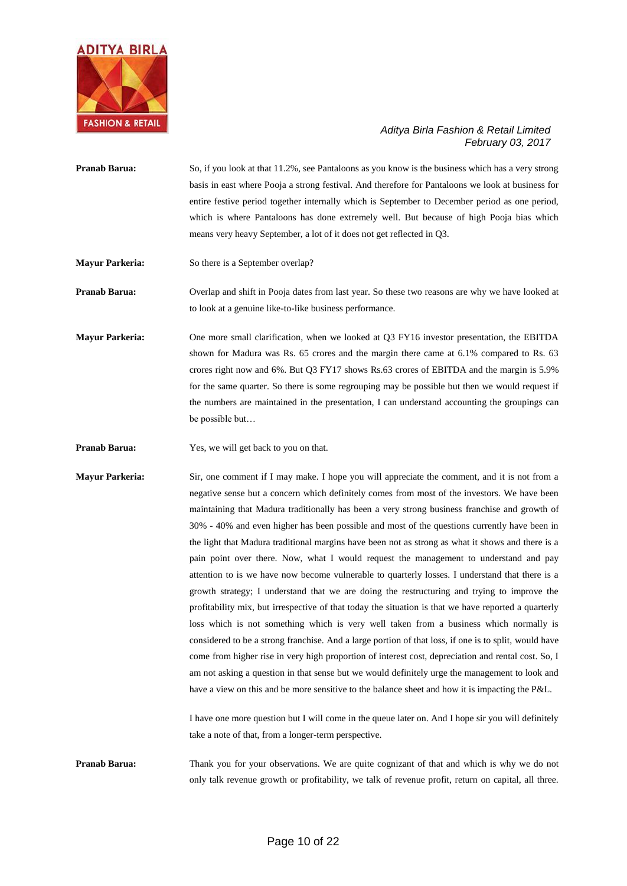**Pranab Barua:** So, if you look at that 11.2%, see Pantaloons as you know is the business which has a very strong basis in east where Pooja a strong festival. And therefore for Pantaloons we look at business for entire festive period together internally which is September to December period as one period, which is where Pantaloons has done extremely well. But because of high Pooja bias which means very heavy September, a lot of it does not get reflected in Q3.

**Mayur Parkeria:** So there is a September overlap?

**Pranab Barua:** Overlap and shift in Pooja dates from last year. So these two reasons are why we have looked at to look at a genuine like-to-like business performance.

**Mayur Parkeria:** One more small clarification, when we looked at Q3 FY16 investor presentation, the EBITDA shown for Madura was Rs. 65 crores and the margin there came at 6.1% compared to Rs. 63 crores right now and 6%. But Q3 FY17 shows Rs.63 crores of EBITDA and the margin is 5.9% for the same quarter. So there is some regrouping may be possible but then we would request if the numbers are maintained in the presentation, I can understand accounting the groupings can be possible but…

**Pranab Barua:** Yes, we will get back to you on that.

**Mayur Parkeria:** Sir, one comment if I may make. I hope you will appreciate the comment, and it is not from a negative sense but a concern which definitely comes from most of the investors. We have been maintaining that Madura traditionally has been a very strong business franchise and growth of 30% - 40% and even higher has been possible and most of the questions currently have been in the light that Madura traditional margins have been not as strong as what it shows and there is a pain point over there. Now, what I would request the management to understand and pay attention to is we have now become vulnerable to quarterly losses. I understand that there is a growth strategy; I understand that we are doing the restructuring and trying to improve the profitability mix, but irrespective of that today the situation is that we have reported a quarterly loss which is not something which is very well taken from a business which normally is considered to be a strong franchise. And a large portion of that loss, if one is to split, would have come from higher rise in very high proportion of interest cost, depreciation and rental cost. So, I am not asking a question in that sense but we would definitely urge the management to look and have a view on this and be more sensitive to the balance sheet and how it is impacting the P&L.

I have one more question but I will come in the queue later on. And I hope sir you will definitely take a note of that, from a longer-term perspective.

**Pranab Barua:** Thank you for your observations. We are quite cognizant of that and which is why we do not only talk revenue growth or profitability, we talk of revenue profit, return on capital, all three.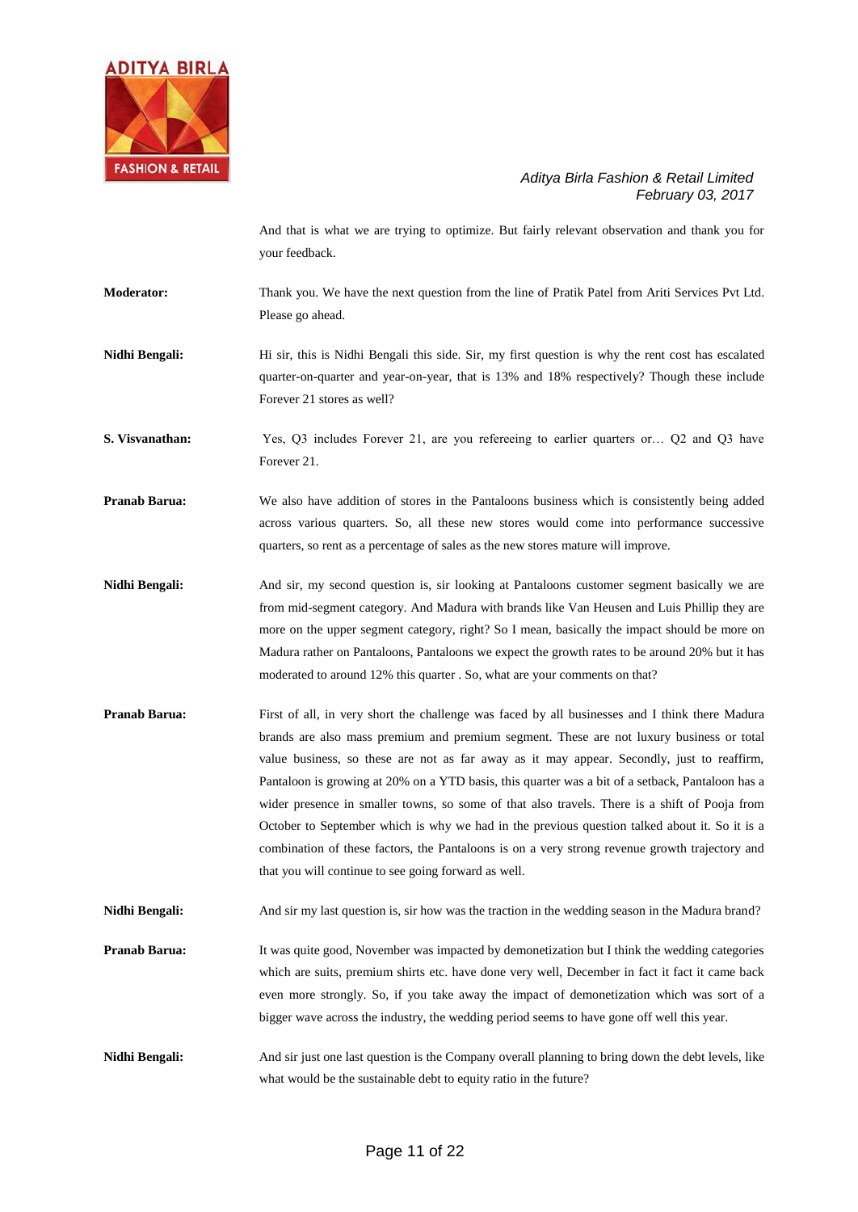And that is what we are trying to optimize. But fairly relevant observation and thank you for your feedback.

**Moderator:** Thank you. We have the next question from the line of Pratik Patel from Ariti Services Pvt Ltd. Please go ahead.

**Nidhi Bengali:** Hi sir, this is Nidhi Bengali this side. Sir, my first question is why the rent cost has escalated quarter-on-quarter and year-on-year, that is 13% and 18% respectively? Though these include Forever 21 stores as well?

**S. Visvanathan:** Yes, Q3 includes Forever 21, are you refereeing to earlier quarters or… Q2 and Q3 have Forever 21.

**Pranab Barua:** We also have addition of stores in the Pantaloons business which is consistently being added across various quarters. So, all these new stores would come into performance successive quarters, so rent as a percentage of sales as the new stores mature will improve.

**Nidhi Bengali:** And sir, my second question is, sir looking at Pantaloons customer segment basically we are from mid-segment category. And Madura with brands like Van Heusen and Luis Phillip they are more on the upper segment category, right? So I mean, basically the impact should be more on Madura rather on Pantaloons, Pantaloons we expect the growth rates to be around 20% but it has moderated to around 12% this quarter . So, what are your comments on that?

**Pranab Barua:** First of all, in very short the challenge was faced by all businesses and I think there Madura brands are also mass premium and premium segment. These are not luxury business or total value business, so these are not as far away as it may appear. Secondly, just to reaffirm, Pantaloon is growing at 20% on a YTD basis, this quarter was a bit of a setback, Pantaloon has a wider presence in smaller towns, so some of that also travels. There is a shift of Pooja from October to September which is why we had in the previous question talked about it. So it is a combination of these factors, the Pantaloons is on a very strong revenue growth trajectory and that you will continue to see going forward as well.

**Nidhi Bengali:** And sir my last question is, sir how was the traction in the wedding season in the Madura brand?

**Pranab Barua:** It was quite good, November was impacted by demonetization but I think the wedding categories which are suits, premium shirts etc. have done very well, December in fact it fact it came back even more strongly. So, if you take away the impact of demonetization which was sort of a bigger wave across the industry, the wedding period seems to have gone off well this year.

**Nidhi Bengali:** And sir just one last question is the Company overall planning to bring down the debt levels, like what would be the sustainable debt to equity ratio in the future?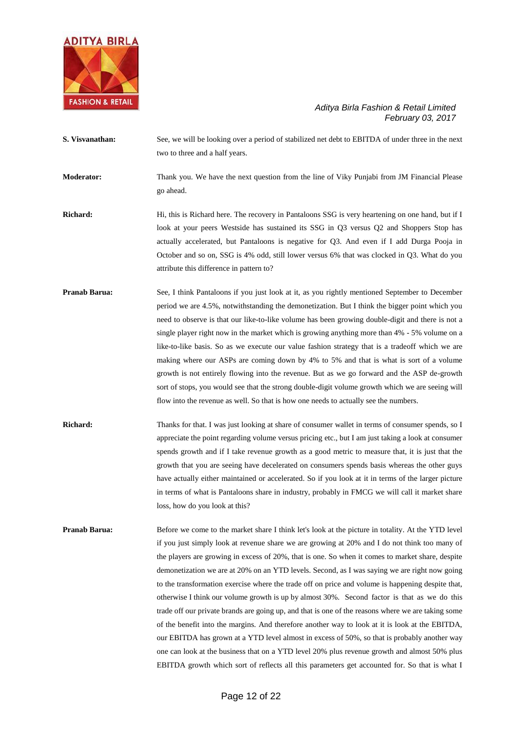**S. Visvanathan:** See, we will be looking over a period of stabilized net debt to EBITDA of under three in the next two to three and a half years.

**Moderator:** Thank you. We have the next question from the line of Viky Punjabi from JM Financial Please go ahead.

**Richard:** Hi, this is Richard here. The recovery in Pantaloons SSG is very heartening on one hand, but if I look at your peers Westside has sustained its SSG in Q3 versus Q2 and Shoppers Stop has actually accelerated, but Pantaloons is negative for Q3. And even if I add Durga Pooja in October and so on, SSG is 4% odd, still lower versus 6% that was clocked in Q3. What do you attribute this difference in pattern to?

**Pranab Barua:** See, I think Pantaloons if you just look at it, as you rightly mentioned September to December period we are 4.5%, notwithstanding the demonetization. But I think the bigger point which you need to observe is that our like-to-like volume has been growing double-digit and there is not a single player right now in the market which is growing anything more than 4% - 5% volume on a like-to-like basis. So as we execute our value fashion strategy that is a tradeoff which we are making where our ASPs are coming down by 4% to 5% and that is what is sort of a volume growth is not entirely flowing into the revenue. But as we go forward and the ASP de-growth sort of stops, you would see that the strong double-digit volume growth which we are seeing will flow into the revenue as well. So that is how one needs to actually see the numbers.

**Richard:** Thanks for that. I was just looking at share of consumer wallet in terms of consumer spends, so I appreciate the point regarding volume versus pricing etc., but I am just taking a look at consumer spends growth and if I take revenue growth as a good metric to measure that, it is just that the growth that you are seeing have decelerated on consumers spends basis whereas the other guys have actually either maintained or accelerated. So if you look at it in terms of the larger picture in terms of what is Pantaloons share in industry, probably in FMCG we will call it market share loss, how do you look at this?

**Pranab Barua:** Before we come to the market share I think let's look at the picture in totality. At the YTD level if you just simply look at revenue share we are growing at 20% and I do not think too many of the players are growing in excess of 20%, that is one. So when it comes to market share, despite demonetization we are at 20% on an YTD levels. Second, as I was saying we are right now going to the transformation exercise where the trade off on price and volume is happening despite that, otherwise I think our volume growth is up by almost 30%. Second factor is that as we do this trade off our private brands are going up, and that is one of the reasons where we are taking some of the benefit into the margins. And therefore another way to look at it is look at the EBITDA, our EBITDA has grown at a YTD level almost in excess of 50%, so that is probably another way one can look at the business that on a YTD level 20% plus revenue growth and almost 50% plus EBITDA growth which sort of reflects all this parameters get accounted for. So that is what I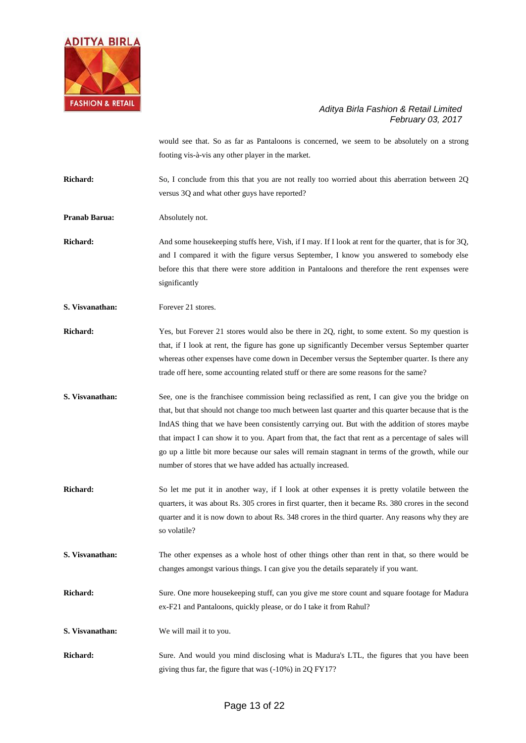would see that. So as far as Pantaloons is concerned, we seem to be absolutely on a strong footing vis-à-vis any other player in the market.

**Richard:** So, I conclude from this that you are not really too worried about this aberration between 2Q versus 3Q and what other guys have reported?

**Pranab Barua:** Absolutely not.

**Richard:** And some housekeeping stuffs here, Vish, if I may. If I look at rent for the quarter, that is for 3Q, and I compared it with the figure versus September, I know you answered to somebody else before this that there were store addition in Pantaloons and therefore the rent expenses were significantly

**S. Visvanathan:** Forever 21 stores.

**Richard:** Yes, but Forever 21 stores would also be there in 2Q, right, to some extent. So my question is that, if I look at rent, the figure has gone up significantly December versus September quarter whereas other expenses have come down in December versus the September quarter. Is there any trade off here, some accounting related stuff or there are some reasons for the same?

**S. Visvanathan:** See, one is the franchisee commission being reclassified as rent, I can give you the bridge on that, but that should not change too much between last quarter and this quarter because that is the IndAS thing that we have been consistently carrying out. But with the addition of stores maybe that impact I can show it to you. Apart from that, the fact that rent as a percentage of sales will go up a little bit more because our sales will remain stagnant in terms of the growth, while our number of stores that we have added has actually increased.

**Richard:** So let me put it in another way, if I look at other expenses it is pretty volatile between the quarters, it was about Rs. 305 crores in first quarter, then it became Rs. 380 crores in the second quarter and it is now down to about Rs. 348 crores in the third quarter. Any reasons why they are so volatile?

**S. Visvanathan:** The other expenses as a whole host of other things other than rent in that, so there would be changes amongst various things. I can give you the details separately if you want.

**Richard:** Sure. One more housekeeping stuff, can you give me store count and square footage for Madura ex-F21 and Pantaloons, quickly please, or do I take it from Rahul?

**S. Visvanathan:** We will mail it to you.

**Richard:** Sure. And would you mind disclosing what is Madura's LTL, the figures that you have been giving thus far, the figure that was (-10%) in 2Q FY17?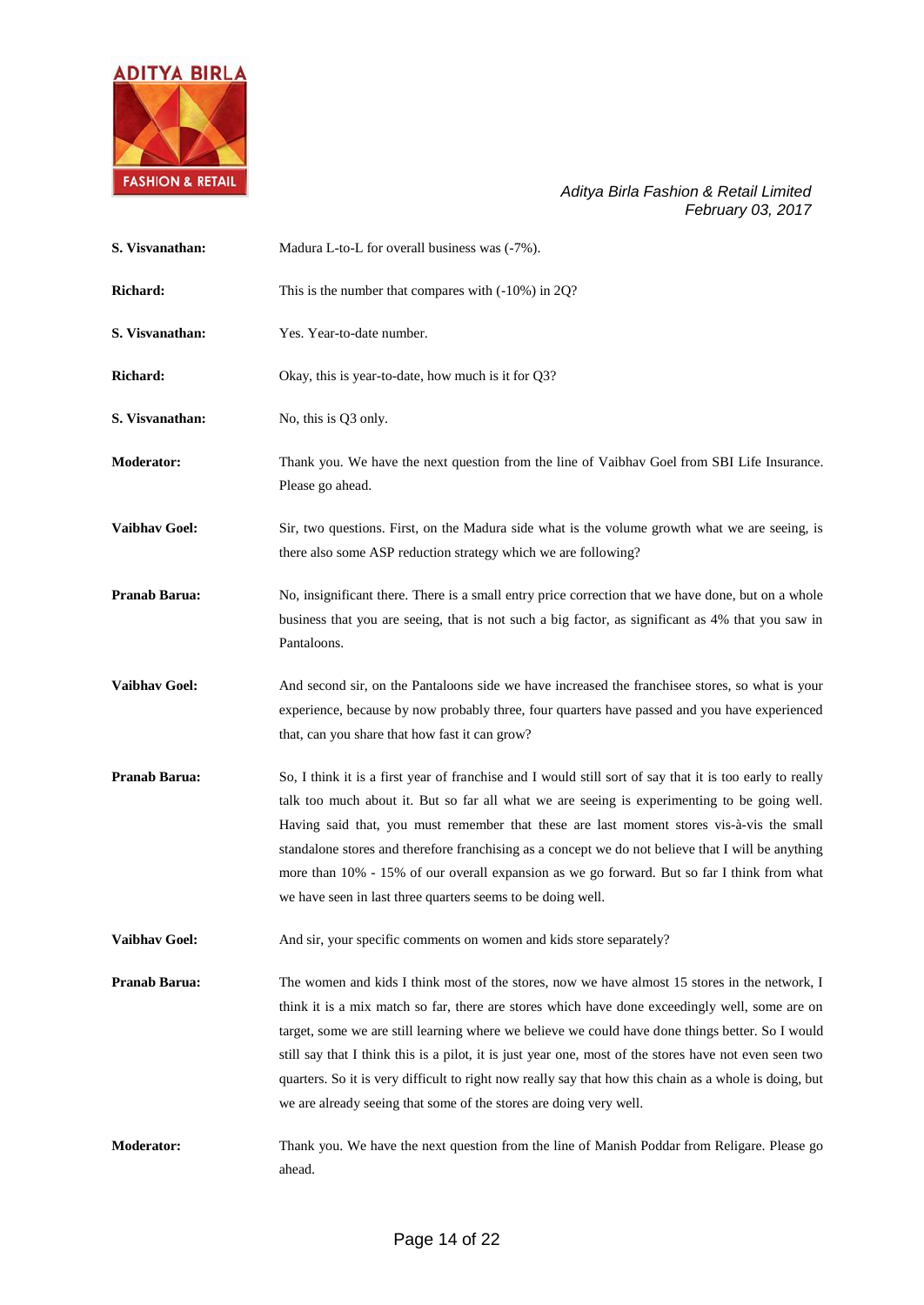**S. Visvanathan:** Madura L-to-L for overall business was (-7%).

**Richard:** This is the number that compares with (-10%) in 2Q?

**S. Visvanathan:** Yes. Year-to-date number.

**Richard:** Okay, this is year-to-date, how much is it for Q3?

**S. Visvanathan:** No, this is Q3 only.

**Moderator:** Thank you. We have the next question from the line of Vaibhav Goel from SBI Life Insurance. Please go ahead.

**Vaibhav Goel:** Sir, two questions. First, on the Madura side what is the volume growth what we are seeing, is there also some ASP reduction strategy which we are following?

**Pranab Barua:** No, insignificant there. There is a small entry price correction that we have done, but on a whole business that you are seeing, that is not such a big factor, as significant as 4% that you saw in Pantaloons.

**Vaibhav Goel:** And second sir, on the Pantaloons side we have increased the franchisee stores, so what is your experience, because by now probably three, four quarters have passed and you have experienced that, can you share that how fast it can grow?

**Pranab Barua:** So, I think it is a first year of franchise and I would still sort of say that it is too early to really talk too much about it. But so far all what we are seeing is experimenting to be going well. Having said that, you must remember that these are last moment stores vis-à-vis the small standalone stores and therefore franchising as a concept we do not believe that I will be anything more than 10% - 15% of our overall expansion as we go forward. But so far I think from what we have seen in last three quarters seems to be doing well.

**Vaibhav Goel:** And sir, your specific comments on women and kids store separately?

**Pranab Barua:** The women and kids I think most of the stores, now we have almost 15 stores in the network, I think it is a mix match so far, there are stores which have done exceedingly well, some are on target, some we are still learning where we believe we could have done things better. So I would still say that I think this is a pilot, it is just year one, most of the stores have not even seen two quarters. So it is very difficult to right now really say that how this chain as a whole is doing, but we are already seeing that some of the stores are doing very well.

**Moderator:** Thank you. We have the next question from the line of Manish Poddar from Religare. Please go ahead.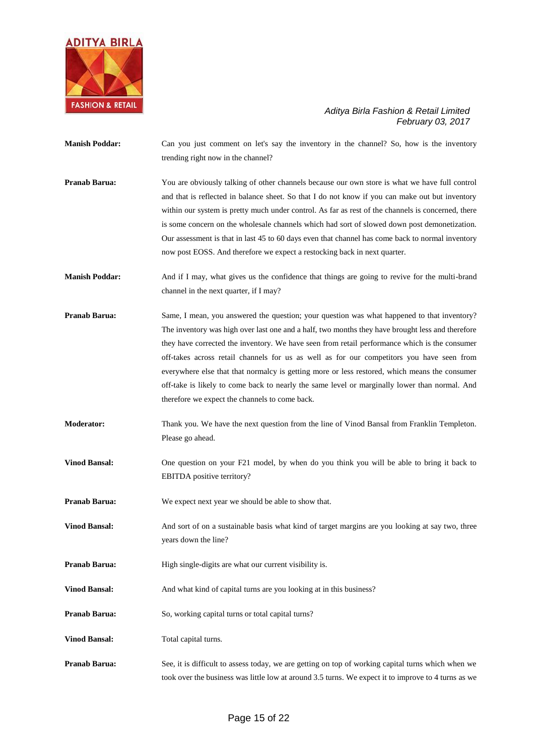**Manish Poddar:** Can you just comment on let's say the inventory in the channel? So, how is the inventory trending right now in the channel?

**Pranab Barua:** You are obviously talking of other channels because our own store is what we have full control and that is reflected in balance sheet. So that I do not know if you can make out but inventory within our system is pretty much under control. As far as rest of the channels is concerned, there is some concern on the wholesale channels which had sort of slowed down post demonetization. Our assessment is that in last 45 to 60 days even that channel has come back to normal inventory now post EOSS. And therefore we expect a restocking back in next quarter.

**Manish Poddar:** And if I may, what gives us the confidence that things are going to revive for the multi-brand channel in the next quarter, if I may?

**Pranab Barua:** Same, I mean, you answered the question; your question was what happened to that inventory? The inventory was high over last one and a half, two months they have brought less and therefore they have corrected the inventory. We have seen from retail performance which is the consumer off-takes across retail channels for us as well as for our competitors you have seen from everywhere else that that normalcy is getting more or less restored, which means the consumer off-take is likely to come back to nearly the same level or marginally lower than normal. And therefore we expect the channels to come back.

**Moderator:** Thank you. We have the next question from the line of Vinod Bansal from Franklin Templeton. Please go ahead.

**Vinod Bansal:** One question on your F21 model, by when do you think you will be able to bring it back to EBITDA positive territory?

**Pranab Barua:** We expect next year we should be able to show that.

**Vinod Bansal:** And sort of on a sustainable basis what kind of target margins are you looking at say two, three years down the line?

**Pranab Barua:** High single-digits are what our current visibility is.

**Vinod Bansal:** And what kind of capital turns are you looking at in this business?

**Pranab Barua:** So, working capital turns or total capital turns?

**Vinod Bansal:** Total capital turns.

**Pranab Barua:** See, it is difficult to assess today, we are getting on top of working capital turns which when we took over the business was little low at around 3.5 turns. We expect it to improve to 4 turns as we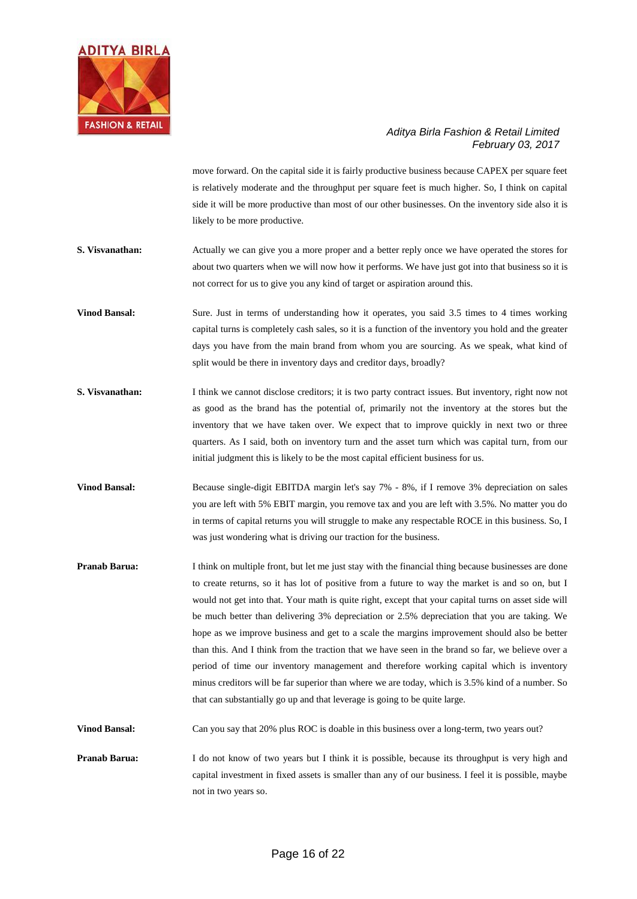move forward. On the capital side it is fairly productive business because CAPEX per square feet is relatively moderate and the throughput per square feet is much higher. So, I think on capital side it will be more productive than most of our other businesses. On the inventory side also it is likely to be more productive.

**S. Visvanathan:** Actually we can give you a more proper and a better reply once we have operated the stores for about two quarters when we will now how it performs. We have just got into that business so it is not correct for us to give you any kind of target or aspiration around this.

**Vinod Bansal:** Sure. Just in terms of understanding how it operates, you said 3.5 times to 4 times working capital turns is completely cash sales, so it is a function of the inventory you hold and the greater days you have from the main brand from whom you are sourcing. As we speak, what kind of split would be there in inventory days and creditor days, broadly?

**S. Visvanathan:** I think we cannot disclose creditors; it is two party contract issues. But inventory, right now not as good as the brand has the potential of, primarily not the inventory at the stores but the inventory that we have taken over. We expect that to improve quickly in next two or three quarters. As I said, both on inventory turn and the asset turn which was capital turn, from our initial judgment this is likely to be the most capital efficient business for us.

**Vinod Bansal:** Because single-digit EBITDA margin let's say 7% - 8%, if I remove 3% depreciation on sales you are left with 5% EBIT margin, you remove tax and you are left with 3.5%. No matter you do in terms of capital returns you will struggle to make any respectable ROCE in this business. So, I was just wondering what is driving our traction for the business.

**Pranab Barua:** I think on multiple front, but let me just stay with the financial thing because businesses are done to create returns, so it has lot of positive from a future to way the market is and so on, but I would not get into that. Your math is quite right, except that your capital turns on asset side will be much better than delivering 3% depreciation or 2.5% depreciation that you are taking. We hope as we improve business and get to a scale the margins improvement should also be better than this. And I think from the traction that we have seen in the brand so far, we believe over a period of time our inventory management and therefore working capital which is inventory minus creditors will be far superior than where we are today, which is 3.5% kind of a number. So that can substantially go up and that leverage is going to be quite large.

**Vinod Bansal:** Can you say that 20% plus ROC is doable in this business over a long-term, two years out?

**Pranab Barua:** I do not know of two years but I think it is possible, because its throughput is very high and capital investment in fixed assets is smaller than any of our business. I feel it is possible, maybe not in two years so.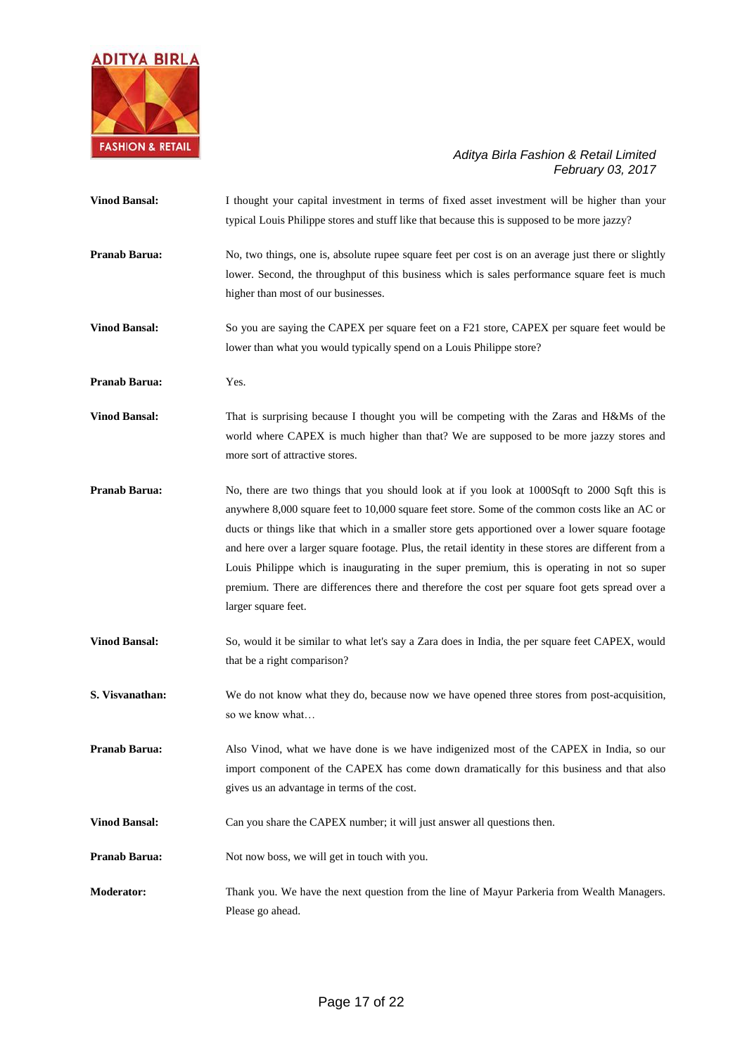**Vinod Bansal:** I thought your capital investment in terms of fixed asset investment will be higher than your typical Louis Philippe stores and stuff like that because this is supposed to be more jazzy?

**Pranab Barua:** No, two things, one is, absolute rupee square feet per cost is on an average just there or slightly lower. Second, the throughput of this business which is sales performance square feet is much higher than most of our businesses.

**Vinod Bansal:** So you are saying the CAPEX per square feet on a F21 store, CAPEX per square feet would be lower than what you would typically spend on a Louis Philippe store?

**Pranab Barua:** Yes.

**Vinod Bansal:** That is surprising because I thought you will be competing with the Zaras and H&Ms of the world where CAPEX is much higher than that? We are supposed to be more jazzy stores and more sort of attractive stores.

**Pranab Barua:** No, there are two things that you should look at if you look at 1000Sqft to 2000 Sqft this is anywhere 8,000 square feet to 10,000 square feet store. Some of the common costs like an AC or ducts or things like that which in a smaller store gets apportioned over a lower square footage and here over a larger square footage. Plus, the retail identity in these stores are different from a Louis Philippe which is inaugurating in the super premium, this is operating in not so super premium. There are differences there and therefore the cost per square foot gets spread over a larger square feet.

**Vinod Bansal:** So, would it be similar to what let's say a Zara does in India, the per square feet CAPEX, would that be a right comparison?

**S. Visvanathan:** We do not know what they do, because now we have opened three stores from post-acquisition, so we know what…

**Pranab Barua:** Also Vinod, what we have done is we have indigenized most of the CAPEX in India, so our import component of the CAPEX has come down dramatically for this business and that also gives us an advantage in terms of the cost.

**Vinod Bansal:** Can you share the CAPEX number; it will just answer all questions then.

**Pranab Barua:** Not now boss, we will get in touch with you.

**Moderator:** Thank you. We have the next question from the line of Mayur Parkeria from Wealth Managers. Please go ahead.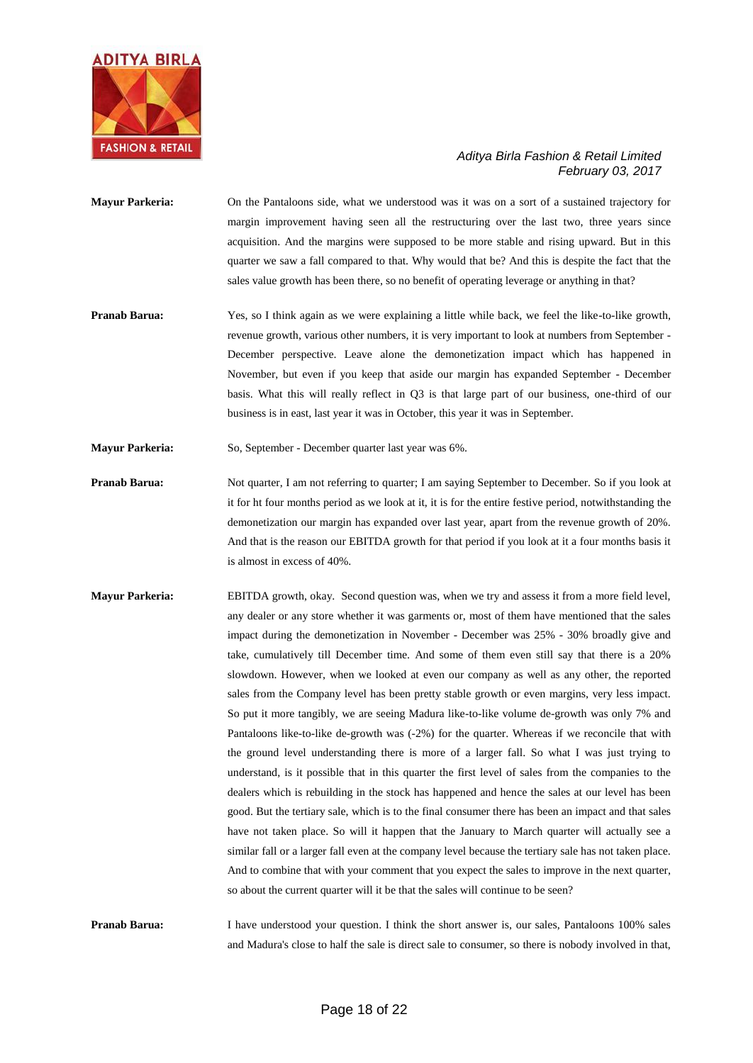**Mayur Parkeria:** On the Pantaloons side, what we understood was it was on a sort of a sustained trajectory for margin improvement having seen all the restructuring over the last two, three years since acquisition. And the margins were supposed to be more stable and rising upward. But in this quarter we saw a fall compared to that. Why would that be? And this is despite the fact that the sales value growth has been there, so no benefit of operating leverage or anything in that?

**Pranab Barua:** Yes, so I think again as we were explaining a little while back, we feel the like-to-like growth, revenue growth, various other numbers, it is very important to look at numbers from September - December perspective. Leave alone the demonetization impact which has happened in November, but even if you keep that aside our margin has expanded September - December basis. What this will really reflect in Q3 is that large part of our business, one-third of our business is in east, last year it was in October, this year it was in September.

**Mayur Parkeria:** So, September - December quarter last year was 6%.

**Pranab Barua:** Not quarter, I am not referring to quarter; I am saying September to December. So if you look at it for ht four months period as we look at it, it is for the entire festive period, notwithstanding the demonetization our margin has expanded over last year, apart from the revenue growth of 20%. And that is the reason our EBITDA growth for that period if you look at it a four months basis it is almost in excess of 40%.

**Mayur Parkeria:** EBITDA growth, okay. Second question was, when we try and assess it from a more field level, any dealer or any store whether it was garments or, most of them have mentioned that the sales impact during the demonetization in November - December was 25% - 30% broadly give and take, cumulatively till December time. And some of them even still say that there is a 20% slowdown. However, when we looked at even our company as well as any other, the reported sales from the Company level has been pretty stable growth or even margins, very less impact. So put it more tangibly, we are seeing Madura like-to-like volume de-growth was only 7% and Pantaloons like-to-like de-growth was (-2%) for the quarter. Whereas if we reconcile that with the ground level understanding there is more of a larger fall. So what I was just trying to understand, is it possible that in this quarter the first level of sales from the companies to the dealers which is rebuilding in the stock has happened and hence the sales at our level has been good. But the tertiary sale, which is to the final consumer there has been an impact and that sales have not taken place. So will it happen that the January to March quarter will actually see a similar fall or a larger fall even at the company level because the tertiary sale has not taken place. And to combine that with your comment that you expect the sales to improve in the next quarter, so about the current quarter will it be that the sales will continue to be seen?

**Pranab Barua:** I have understood your question. I think the short answer is, our sales, Pantaloons 100% sales and Madura's close to half the sale is direct sale to consumer, so there is nobody involved in that,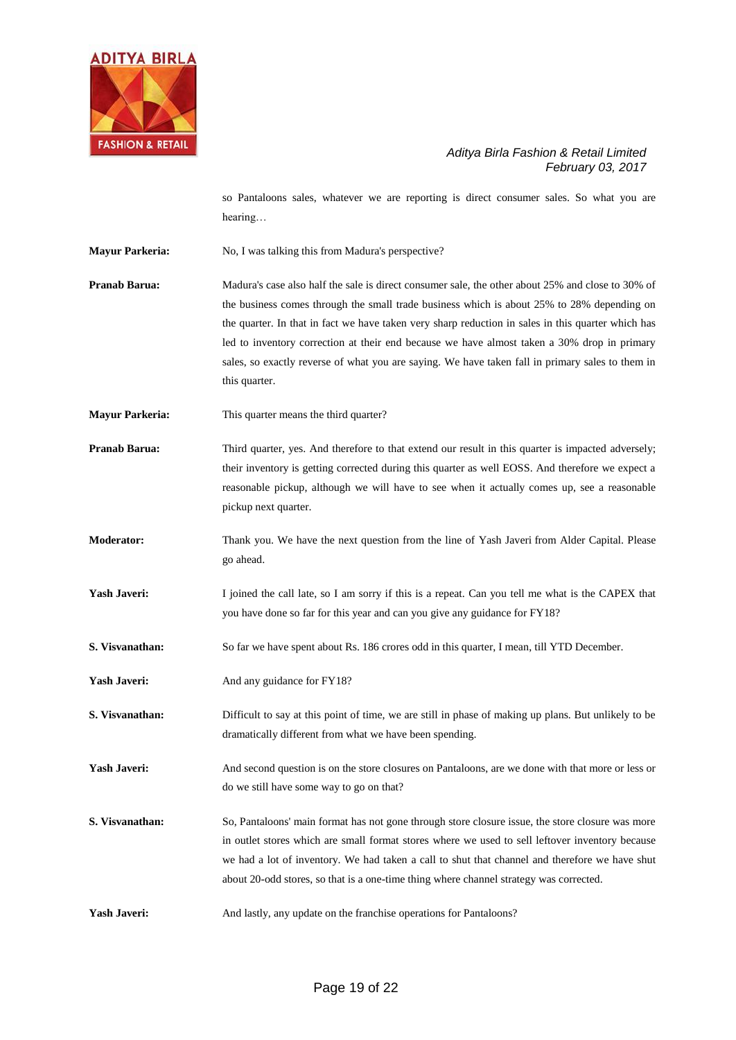so Pantaloons sales, whatever we are reporting is direct consumer sales. So what you are hearing…

**Mayur Parkeria:** No, I was talking this from Madura's perspective?

**Pranab Barua:** Madura's case also half the sale is direct consumer sale, the other about 25% and close to 30% of the business comes through the small trade business which is about 25% to 28% depending on the quarter. In that in fact we have taken very sharp reduction in sales in this quarter which has led to inventory correction at their end because we have almost taken a 30% drop in primary sales, so exactly reverse of what you are saying. We have taken fall in primary sales to them in this quarter.

**Mayur Parkeria:** This quarter means the third quarter?

**Pranab Barua:** Third quarter, yes. And therefore to that extend our result in this quarter is impacted adversely; their inventory is getting corrected during this quarter as well EOSS. And therefore we expect a reasonable pickup, although we will have to see when it actually comes up, see a reasonable pickup next quarter.

**Moderator:** Thank you. We have the next question from the line of Yash Javeri from Alder Capital. Please go ahead.

**Yash Javeri:** I joined the call late, so I am sorry if this is a repeat. Can you tell me what is the CAPEX that you have done so far for this year and can you give any guidance for FY18?

**S. Visvanathan:** So far we have spent about Rs. 186 crores odd in this quarter, I mean, till YTD December.

**Yash Javeri:** And any guidance for FY18?

**S. Visvanathan:** Difficult to say at this point of time, we are still in phase of making up plans. But unlikely to be dramatically different from what we have been spending.

**Yash Javeri:** And second question is on the store closures on Pantaloons, are we done with that more or less or do we still have some way to go on that?

**S. Visvanathan:** So, Pantaloons' main format has not gone through store closure issue, the store closure was more in outlet stores which are small format stores where we used to sell leftover inventory because we had a lot of inventory. We had taken a call to shut that channel and therefore we have shut about 20-odd stores, so that is a one-time thing where channel strategy was corrected.

**Yash Javeri:** And lastly, any update on the franchise operations for Pantaloons?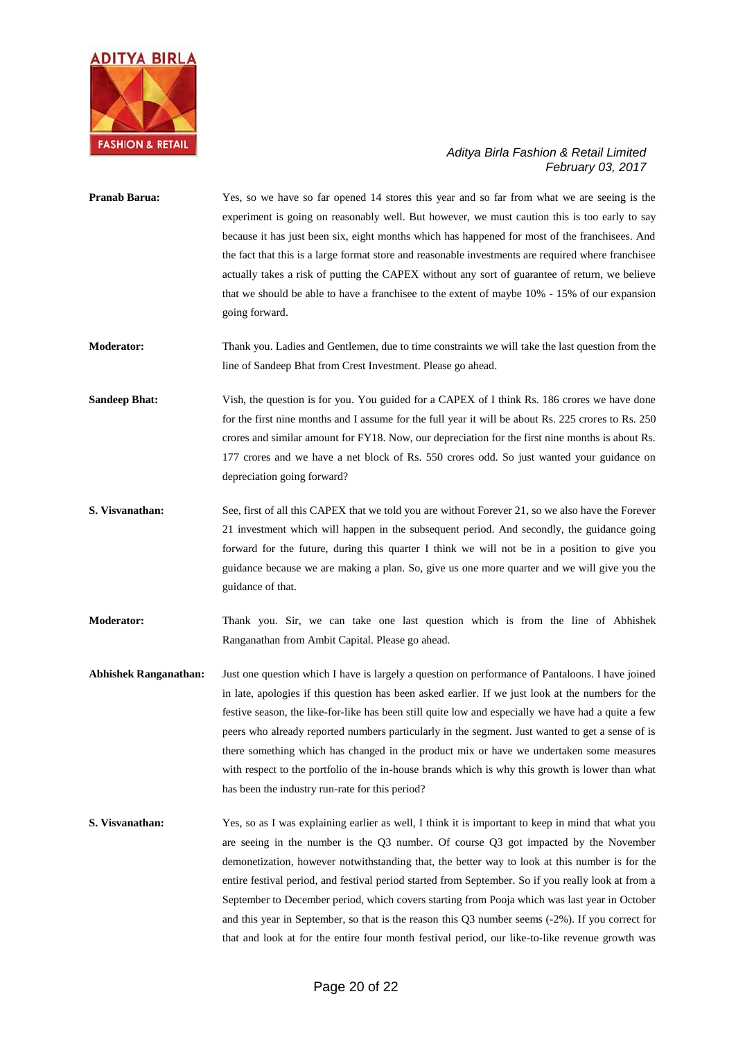**Pranab Barua:** Yes, so we have so far opened 14 stores this year and so far from what we are seeing is the experiment is going on reasonably well. But however, we must caution this is too early to say because it has just been six, eight months which has happened for most of the franchisees. And the fact that this is a large format store and reasonable investments are required where franchisee actually takes a risk of putting the CAPEX without any sort of guarantee of return, we believe that we should be able to have a franchisee to the extent of maybe 10% - 15% of our expansion going forward.

**Moderator:** Thank you. Ladies and Gentlemen, due to time constraints we will take the last question from the line of Sandeep Bhat from Crest Investment. Please go ahead.

**Sandeep Bhat:** Vish, the question is for you. You guided for a CAPEX of I think Rs. 186 crores we have done for the first nine months and I assume for the full year it will be about Rs. 225 crores to Rs. 250 crores and similar amount for FY18. Now, our depreciation for the first nine months is about Rs. 177 crores and we have a net block of Rs. 550 crores odd. So just wanted your guidance on depreciation going forward?

**S. Visvanathan:** See, first of all this CAPEX that we told you are without Forever 21, so we also have the Forever 21 investment which will happen in the subsequent period. And secondly, the guidance going forward for the future, during this quarter I think we will not be in a position to give you guidance because we are making a plan. So, give us one more quarter and we will give you the guidance of that.

**Moderator:** Thank you. Sir, we can take one last question which is from the line of Abhishek Ranganathan from Ambit Capital. Please go ahead.

**Abhishek Ranganathan:** Just one question which I have is largely a question on performance of Pantaloons. I have joined in late, apologies if this question has been asked earlier. If we just look at the numbers for the festive season, the like-for-like has been still quite low and especially we have had a quite a few peers who already reported numbers particularly in the segment. Just wanted to get a sense of is there something which has changed in the product mix or have we undertaken some measures with respect to the portfolio of the in-house brands which is why this growth is lower than what has been the industry run-rate for this period?

**S. Visvanathan:** Yes, so as I was explaining earlier as well, I think it is important to keep in mind that what you are seeing in the number is the Q3 number. Of course Q3 got impacted by the November demonetization, however notwithstanding that, the better way to look at this number is for the entire festival period, and festival period started from September. So if you really look at from a September to December period, which covers starting from Pooja which was last year in October and this year in September, so that is the reason this Q3 number seems (-2%). If you correct for that and look at for the entire four month festival period, our like-to-like revenue growth was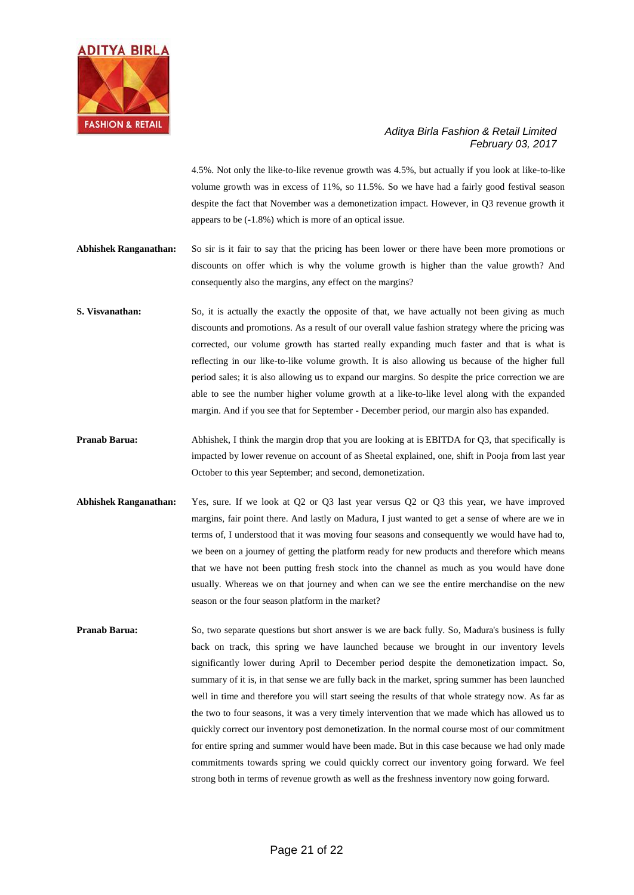4.5%. Not only the like-to-like revenue growth was 4.5%, but actually if you look at like-to-like volume growth was in excess of 11%, so 11.5%. So we have had a fairly good festival season despite the fact that November was a demonetization impact. However, in Q3 revenue growth it appears to be (-1.8%) which is more of an optical issue.

**Abhishek Ranganathan:** So sir is it fair to say that the pricing has been lower or there have been more promotions or discounts on offer which is why the volume growth is higher than the value growth? And consequently also the margins, any effect on the margins?

**S. Visvanathan:** So, it is actually the exactly the opposite of that, we have actually not been giving as much discounts and promotions. As a result of our overall value fashion strategy where the pricing was corrected, our volume growth has started really expanding much faster and that is what is reflecting in our like-to-like volume growth. It is also allowing us because of the higher full period sales; it is also allowing us to expand our margins. So despite the price correction we are able to see the number higher volume growth at a like-to-like level along with the expanded margin. And if you see that for September - December period, our margin also has expanded.

**Pranab Barua:** Abhishek, I think the margin drop that you are looking at is EBITDA for Q3, that specifically is impacted by lower revenue on account of as Sheetal explained, one, shift in Pooja from last year October to this year September; and second, demonetization.

**Abhishek Ranganathan:** Yes, sure. If we look at Q2 or Q3 last year versus Q2 or Q3 this year, we have improved margins, fair point there. And lastly on Madura, I just wanted to get a sense of where are we in terms of, I understood that it was moving four seasons and consequently we would have had to, we been on a journey of getting the platform ready for new products and therefore which means that we have not been putting fresh stock into the channel as much as you would have done usually. Whereas we on that journey and when can we see the entire merchandise on the new season or the four season platform in the market?

**Pranab Barua:** So, two separate questions but short answer is we are back fully. So, Madura's business is fully back on track, this spring we have launched because we brought in our inventory levels significantly lower during April to December period despite the demonetization impact. So, summary of it is, in that sense we are fully back in the market, spring summer has been launched well in time and therefore you will start seeing the results of that whole strategy now. As far as the two to four seasons, it was a very timely intervention that we made which has allowed us to quickly correct our inventory post demonetization. In the normal course most of our commitment for entire spring and summer would have been made. But in this case because we had only made commitments towards spring we could quickly correct our inventory going forward. We feel strong both in terms of revenue growth as well as the freshness inventory now going forward.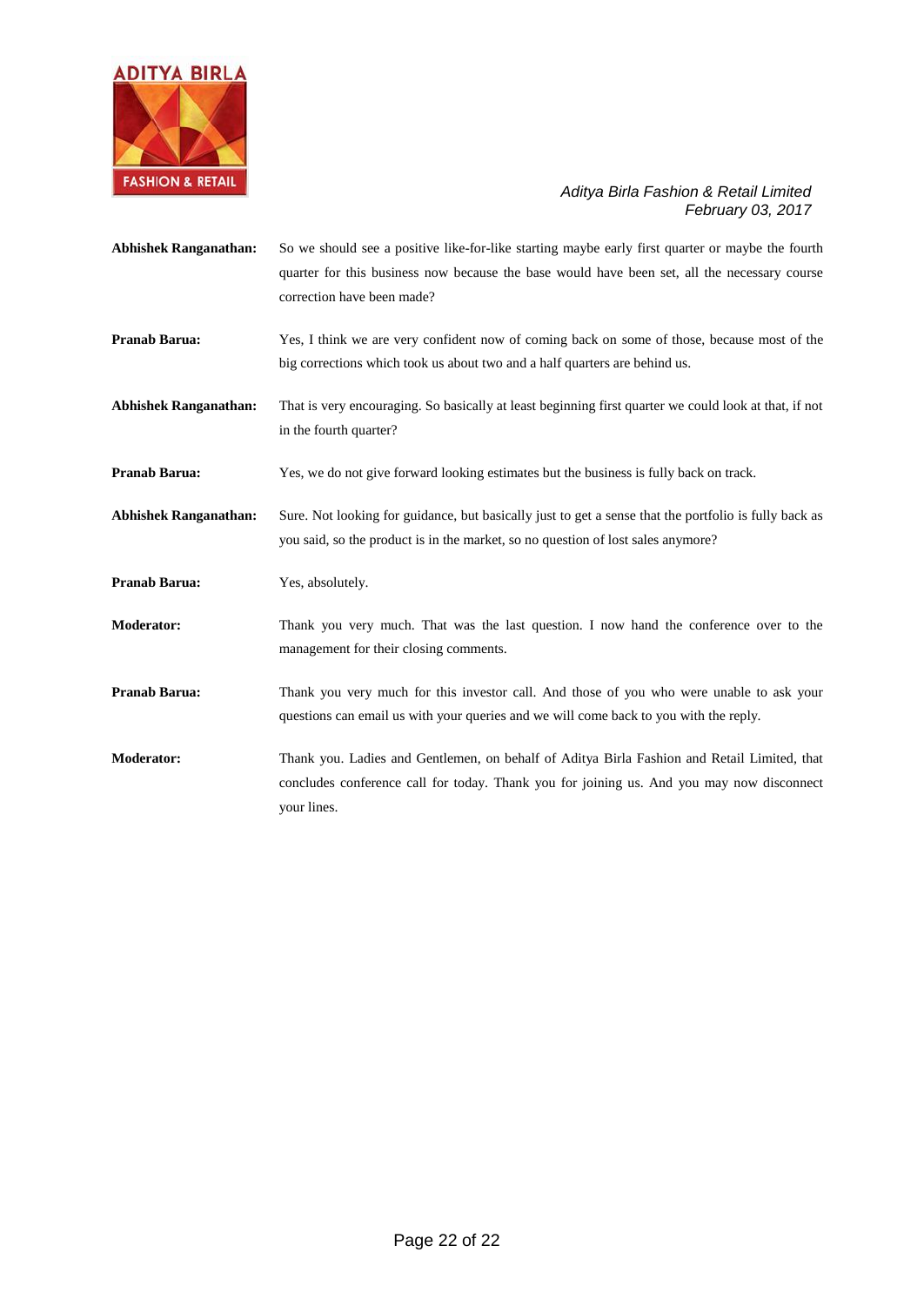**Abhishek Ranganathan:** So we should see a positive like-for-like starting maybe early first quarter or maybe the fourth quarter for this business now because the base would have been set, all the necessary course correction have been made?

**Pranab Barua:** Yes, I think we are very confident now of coming back on some of those, because most of the big corrections which took us about two and a half quarters are behind us.

**Abhishek Ranganathan:** That is very encouraging. So basically at least beginning first quarter we could look at that, if not in the fourth quarter?

**Pranab Barua:** Yes, we do not give forward looking estimates but the business is fully back on track.

**Abhishek Ranganathan:** Sure. Not looking for guidance, but basically just to get a sense that the portfolio is fully back as you said, so the product is in the market, so no question of lost sales anymore?

**Pranab Barua:** Yes, absolutely.

**Moderator:** Thank you very much. That was the last question. I now hand the conference over to the management for their closing comments.

**Pranab Barua:** Thank you very much for this investor call. And those of you who were unable to ask your questions can email us with your queries and we will come back to you with the reply.

**Moderator:** Thank you. Ladies and Gentlemen, on behalf of Aditya Birla Fashion and Retail Limited, that concludes conference call for today. Thank you for joining us. And you may now disconnect your lines.